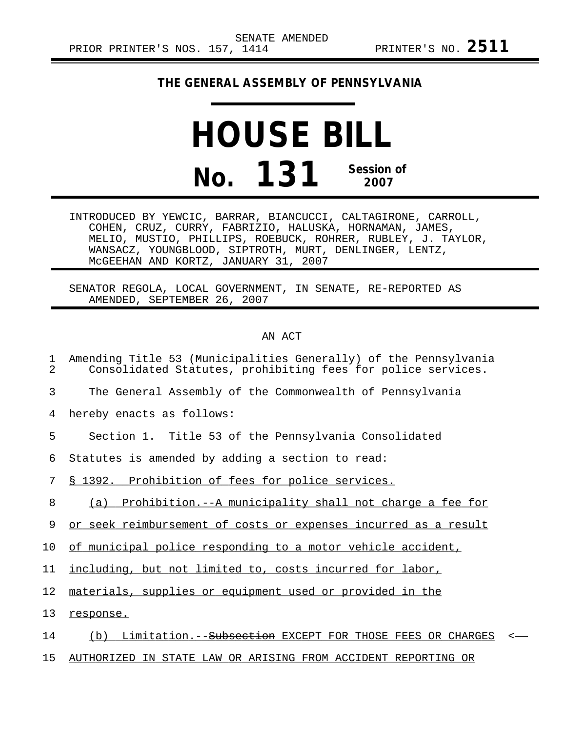SENATE AMENDED

PRIOR PRINTER'S NOS. 157, 1414 PRINTER'S NO. **2511**

**THE GENERAL ASSEMBLY OF PENNSYLVANIA**

# HOUSE BILL

# No. 131 Session of 2007

INTRODUCED BY YEWCIC, BARRAR, BIANCUCCI, CALTAGIRONE, CARROLL, COHEN, CRUZ, CURRY, FABRIZIO, HALUSKA, HORNAMAN, JAMES, MELIO, MUSTIO, PHILLIPS, ROEBUCK, ROHRER, RUBLEY, J. TAYLOR, WANSACZ, YOUNGBLOOD, SIPTROTH, MURT, DENLINGER, LENTZ, McGEEHAN AND KORTZ, JANUARY 31, 2007

SENATOR REGOLA, LOCAL GOVERNMENT, IN SENATE, RE-REPORTED AS AMENDED, SEPTEMBER 26, 2007

AN ACT

1 Amending Title 53 (Municipalities Generally) of the Pennsylvania
2 Consolidated Statutes, prohibiting fees for police services.

3 The General Assembly of the Commonwealth of Pennsylvania
4 hereby enacts as follows:

5 Section 1. Title 53 of the Pennsylvania Consolidated
6 Statutes is amended by adding a section to read:

7 § 1392. Prohibition of fees for police services.

8 (a) Prohibition.--A municipality shall not charge a fee for
9 or seek reimbursement of costs or expenses incurred as a result
10 of municipal police responding to a motor vehicle accident,
11 including, but not limited to, costs incurred for labor,
12 materials, supplies or equipment used or provided in the
13 response.

14 (b) Limitation.--~~Subsection~~ EXCEPT FOR THOSE FEES OR CHARGES <--
15 AUTHORIZED IN STATE LAW OR ARISING FROM ACCIDENT REPORTING OR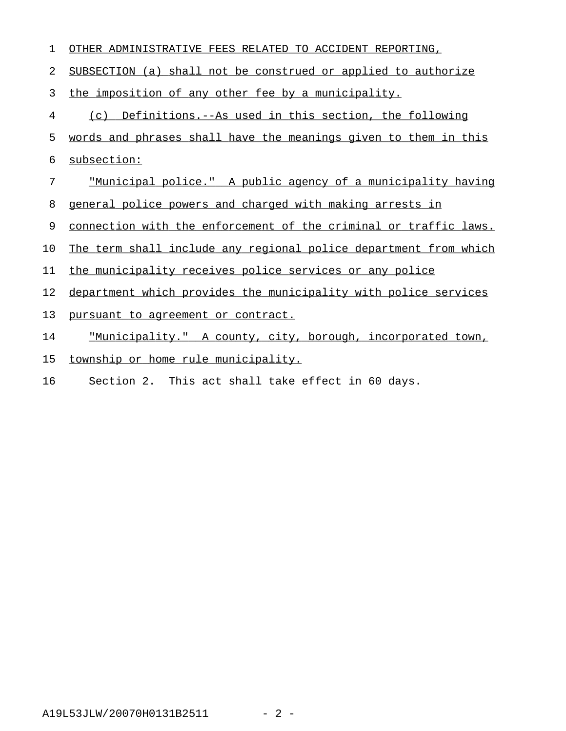OTHER ADMINISTRATIVE FEES RELATED TO ACCIDENT REPORTING, SUBSECTION (a) shall not be construed or applied to authorize the imposition of any other fee by a municipality.

(c) Definitions.--As used in this section, the following words and phrases shall have the meanings given to them in this subsection:

"Municipal police." A public agency of a municipality having general police powers and charged with making arrests in connection with the enforcement of the criminal or traffic laws. The term shall include any regional police department from which the municipality receives police services or any police department which provides the municipality with police services pursuant to agreement or contract.

"Municipality." A county, city, borough, incorporated town, township or home rule municipality.

Section 2. This act shall take effect in 60 days.